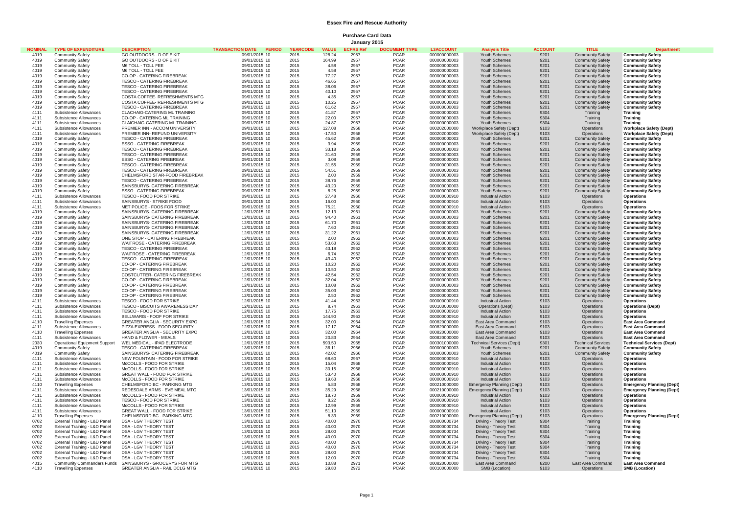# Essex Fire and Rescue Authority

## Purchase Card Data

### January 2015

| NOMINAL | TYPE OF EXPENDITURE | DESCRIPTION | TRANSACTION DATE | PERIOD | YEARCODE | VALUE | ECFRS Ref | DOCUMENT TYPE | L3ACCOUNT | Analysis Title | ACCOUNT | TITLE | Department |
|---|---|---|---|---|---|---|---|---|---|---|---|---|---|
| 4019 | Community Safety | GO OUTDOORS - D OF E KIT | 09/01/2015 | 10 | 2015 | 128.24 | 2957 | PCAR | 000000000003 | Youth Schemes | 9201 | Community Safety | Community Safety |
| 4019 | Community Safety | GO OUTDOORS - D OF E KIT | 09/01/2015 | 10 | 2015 | 164.99 | 2957 | PCAR | 000000000003 | Youth Schemes | 9201 | Community Safety | Community Safety |
| 4019 | Community Safety | M6 TOLL - TOLL FEE | 09/01/2015 | 10 | 2015 | 4.58 | 2957 | PCAR | 000000000003 | Youth Schemes | 9201 | Community Safety | Community Safety |
| 4019 | Community Safety | M6 TOLL - TOLL FEE | 09/01/2015 | 10 | 2015 | 4.58 | 2957 | PCAR | 000000000003 | Youth Schemes | 9201 | Community Safety | Community Safety |
| 4019 | Community Safety | CO-OP - CATERING FIREBREAK | 09/01/2015 | 10 | 2015 | 77.27 | 2957 | PCAR | 000000000003 | Youth Schemes | 9201 | Community Safety | Community Safety |
| 4019 | Community Safety | TESCO - CATERING FIREBREAK | 09/01/2015 | 10 | 2015 | 46.65 | 2957 | PCAR | 000000000003 | Youth Schemes | 9201 | Community Safety | Community Safety |
| 4019 | Community Safety | TESCO - CATERING FIREBREAK | 09/01/2015 | 10 | 2015 | 38.06 | 2957 | PCAR | 000000000003 | Youth Schemes | 9201 | Community Safety | Community Safety |
| 4019 | Community Safety | TESCO - CATERING FIREBREAK | 09/01/2015 | 10 | 2015 | 40.10 | 2957 | PCAR | 000000000003 | Youth Schemes | 9201 | Community Safety | Community Safety |
| 4019 | Community Safety | COSTA COFFEE- REFRESHMENTS MTG | 09/01/2015 | 10 | 2015 | 4.35 | 2957 | PCAR | 000000000003 | Youth Schemes | 9201 | Community Safety | Community Safety |
| 4019 | Community Safety | COSTA COFFEE- REFRESHMENTS MTG | 09/01/2015 | 10 | 2015 | 10.25 | 2957 | PCAR | 000000000003 | Youth Schemes | 9201 | Community Safety | Community Safety |
| 4019 | Community Safety | TESCO - CATERING FIREBREAK | 09/01/2015 | 10 | 2015 | 61.62 | 2957 | PCAR | 000000000003 | Youth Schemes | 9201 | Community Safety | Community Safety |
| 4111 | Subsistence Allowances | CLACHAIG-CATERING ML TRAINING | 09/01/2015 | 10 | 2015 | 41.87 | 2957 | PCAR | 000000000003 | Youth Schemes | 9304 | Training | Training |
| 4111 | Subsistence Allowances | CO-OP - CATERING ML TRAINING | 09/01/2015 | 10 | 2015 | 22.00 | 2957 | PCAR | 000000000003 | Youth Schemes | 9304 | Training | Training |
| 4111 | Subsistence Allowances | CLAICHAIG-CATERING ML TRAINING | 09/01/2015 | 10 | 2015 | 24.87 | 2957 | PCAR | 000000000003 | Youth Schemes | 9304 | Training | Training |
| 4111 | Subsistence Allowances | PREMIER INN - ACCOM UNIVERSITY | 09/01/2015 | 10 | 2015 | 127.08 | 2958 | PCAR | 000202000000 | Workplace Safety (Dept) | 9103 | Operations | Workplace Safety (Dept) |
| 4111 | Subsistence Allowances | PREMIER INN- REFUND UNIVERSITY | 09/01/2015 | 10 | 2015 | -17.50 | 2958 | PCAR | 000202000000 | Workplace Safety (Dept) | 9103 | Operations | Workplace Safety (Dept) |
| 4019 | Community Safety | TESCO - CATERING FIREBREAK | 09/01/2015 | 10 | 2015 | 45.62 | 2959 | PCAR | 000000000003 | Youth Schemes | 9201 | Community Safety | Community Safety |
| 4019 | Community Safety | ESSO - CATERING FIREBREAK | 09/01/2015 | 10 | 2015 | 3.94 | 2959 | PCAR | 000000000003 | Youth Schemes | 9201 | Community Safety | Community Safety |
| 4019 | Community Safety | TESCO - CATERING FIREBREAK | 09/01/2015 | 10 | 2015 | 33.18 | 2959 | PCAR | 000000000003 | Youth Schemes | 9201 | Community Safety | Community Safety |
| 4019 | Community Safety | TESCO - CATERING FIREBREAK | 09/01/2015 | 10 | 2015 | 31.60 | 2959 | PCAR | 000000000003 | Youth Schemes | 9201 | Community Safety | Community Safety |
| 4019 | Community Safety | ESSO - CATERING FIREBREAK | 09/01/2015 | 10 | 2015 | 3.08 | 2959 | PCAR | 000000000003 | Youth Schemes | 9201 | Community Safety | Community Safety |
| 4019 | Community Safety | TESCO - CATERING FIREBREAK | 09/01/2015 | 10 | 2015 | 31.55 | 2959 | PCAR | 000000000003 | Youth Schemes | 9201 | Community Safety | Community Safety |
| 4019 | Community Safety | TESCO - CATERING FIREBREAK | 09/01/2015 | 10 | 2015 | 54.51 | 2959 | PCAR | 000000000003 | Youth Schemes | 9201 | Community Safety | Community Safety |
| 4019 | Community Safety | CHELMSFORD STAR-FOOD FIREBREAK | 09/01/2015 | 10 | 2015 | 2.00 | 2959 | PCAR | 000000000003 | Youth Schemes | 9201 | Community Safety | Community Safety |
| 4019 | Community Safety | TESCO - CATERING FIREBREAK | 09/01/2015 | 10 | 2015 | 38.76 | 2959 | PCAR | 000000000003 | Youth Schemes | 9201 | Community Safety | Community Safety |
| 4019 | Community Safety | SAINSBURYS- CATERING FIREBREAK | 09/01/2015 | 10 | 2015 | 43.20 | 2959 | PCAR | 000000000003 | Youth Schemes | 9201 | Community Safety | Community Safety |
| 4019 | Community Safety | ESSO - CATERING FIREBREAK | 09/01/2015 | 10 | 2015 | 8.25 | 2959 | PCAR | 000000000003 | Youth Schemes | 9201 | Community Safety | Community Safety |
| 4111 | Subsistence Allowances | TESCO - FOOD FOR STRIKE | 09/01/2015 | 10 | 2015 | 27.48 | 2960 | PCAR | 000000000910 | Industrial Action | 9103 | Operations | Operations |
| 4111 | Subsistence Allowances | SAINSBURYS - STRIKE FOOD | 09/01/2015 | 10 | 2015 | 16.00 | 2960 | PCAR | 000000000910 | Industrial Action | 9103 | Operations | Operations |
| 4111 | Subsistence Allowances | MET POLICE - FOOS FOR STRIKE | 09/01/2015 | 10 | 2015 | 75.21 | 2960 | PCAR | 000000000910 | Industrial Action | 9103 | Operations | Operations |
| 4019 | Community Safety | SAINSBURYS- CATERING FIREBREAK | 12/01/2015 | 10 | 2015 | 12.13 | 2961 | PCAR | 000000000003 | Youth Schemes | 9201 | Community Safety | Community Safety |
| 4019 | Community Safety | SAINSBURYS- CATERING FIREBREAK | 12/01/2015 | 10 | 2015 | 94.40 | 2961 | PCAR | 000000000003 | Youth Schemes | 9201 | Community Safety | Community Safety |
| 4019 | Community Safety | SAINSBURYS- CATERING FIREBREAK | 12/01/2015 | 10 | 2015 | 61.70 | 2961 | PCAR | 000000000003 | Youth Schemes | 9201 | Community Safety | Community Safety |
| 4019 | Community Safety | SAINSBURYS- CATERING FIREBREAK | 12/01/2015 | 10 | 2015 | 7.60 | 2961 | PCAR | 000000000003 | Youth Schemes | 9201 | Community Safety | Community Safety |
| 4019 | Community Safety | SAINSBURYS- CATERING FIREBREAK | 12/01/2015 | 10 | 2015 | 31.22 | 2961 | PCAR | 000000000003 | Youth Schemes | 9201 | Community Safety | Community Safety |
| 4019 | Community Safety | ONE STOP - CATERING FIREBREAK | 12/01/2015 | 10 | 2015 | 2.00 | 2962 | PCAR | 000000000003 | Youth Schemes | 9201 | Community Safety | Community Safety |
| 4019 | Community Safety | WAITROSE - CATERING FIREBREAK | 12/01/2015 | 10 | 2015 | 53.63 | 2962 | PCAR | 000000000003 | Youth Schemes | 9201 | Community Safety | Community Safety |
| 4019 | Community Safety | TESCO - CATERING FIREBREAK | 12/01/2015 | 10 | 2015 | 43.18 | 2962 | PCAR | 000000000003 | Youth Schemes | 9201 | Community Safety | Community Safety |
| 4019 | Community Safety | WAITROSE - CATERING FIREBREAK | 12/01/2015 | 10 | 2015 | 6.74 | 2962 | PCAR | 000000000003 | Youth Schemes | 9201 | Community Safety | Community Safety |
| 4019 | Community Safety | TESCO - CATERING FIREBREAK | 12/01/2015 | 10 | 2015 | 43.40 | 2962 | PCAR | 000000000003 | Youth Schemes | 9201 | Community Safety | Community Safety |
| 4019 | Community Safety | CO-OP - CATERING FIREBREAK | 12/01/2015 | 10 | 2015 | 10.20 | 2962 | PCAR | 000000000003 | Youth Schemes | 9201 | Community Safety | Community Safety |
| 4019 | Community Safety | CO-OP - CATERING FIREBREAK | 12/01/2015 | 10 | 2015 | 10.50 | 2962 | PCAR | 000000000003 | Youth Schemes | 9201 | Community Safety | Community Safety |
| 4019 | Community Safety | COSTCUTTER- CATERING FIREBREAK | 12/01/2015 | 10 | 2015 | 42.54 | 2962 | PCAR | 000000000003 | Youth Schemes | 9201 | Community Safety | Community Safety |
| 4019 | Community Safety | CO-OP - CATERING FIREBREAK | 12/01/2015 | 10 | 2015 | 32.04 | 2962 | PCAR | 000000000003 | Youth Schemes | 9201 | Community Safety | Community Safety |
| 4019 | Community Safety | CO-OP - CATERING FIREBREAK | 12/01/2015 | 10 | 2015 | 10.08 | 2962 | PCAR | 000000000003 | Youth Schemes | 9201 | Community Safety | Community Safety |
| 4019 | Community Safety | CO-OP - CATERING FIREBREAK | 12/01/2015 | 10 | 2015 | 35.03 | 2962 | PCAR | 000000000003 | Youth Schemes | 9201 | Community Safety | Community Safety |
| 4019 | Community Safety | CO-OP - CATERING FIREBREAK | 12/01/2015 | 10 | 2015 | 2.50 | 2962 | PCAR | 000000000003 | Youth Schemes | 9201 | Community Safety | Community Safety |
| 4111 | Subsistence Allowances | TESCO - FOOD FOR STRIKE | 12/01/2015 | 10 | 2015 | 41.44 | 2963 | PCAR | 000000000910 | Industrial Action | 9103 | Operations | Operations |
| 4111 | Subsistence Allowances | TESCO - BISCUITS AWARENESS DAY | 12/01/2015 | 10 | 2015 | 8.74 | 2963 | PCAR | 000103000000 | Operations (Dept) | 9103 | Operations | Operations (Dept) |
| 4111 | Subsistence Allowances | TESCO - FOOD FOR STRIKE | 12/01/2015 | 10 | 2015 | 17.75 | 2963 | PCAR | 000000000910 | Industrial Action | 9103 | Operations | Operations |
| 4111 | Subsistence Allowances | BELLWARIS - FOOF FOR STRIKE | 12/01/2015 | 10 | 2015 | 144.90 | 2963 | PCAR | 000000000910 | Industrial Action | 9103 | Operations | Operations |
| 4110 | Travelling Expenses | GREATER ANGLIA - SECURITY EXPO | 12/01/2015 | 10 | 2015 | 32.00 | 2964 | PCAR | 000820000000 | East Area Command | 9103 | Operations | East Area Command |
| 4111 | Subsistence Allowances | PIZZA EXPRESS - FOOD SECURITY | 12/01/2015 | 10 | 2015 | 17.17 | 2964 | PCAR | 000820000000 | East Area Command | 9103 | Operations | East Area Command |
| 4110 | Travelling Expenses | GREATER ANGLIA - SECURITY EXPO | 12/01/2015 | 10 | 2015 | 32.00 | 2964 | PCAR | 000820000000 | East Area Command | 9103 | Operations | East Area Command |
| 4111 | Subsistence Allowances | HAND & FLOWER - MEALS | 12/01/2015 | 10 | 2015 | 20.83 | 2964 | PCAR | 000820000000 | East Area Command | 9103 | Operations | East Area Command |
| 2030 | Operational Equipment Support | WEL MEDICAL - IPAD ELECTRODE | 12/01/2015 | 10 | 2015 | 593.50 | 2965 | PCAR | 000301000000 | Technical Services (Dept) | 9301 | Technical Services | Technical Services (Dept) |
| 4019 | Community Safety | TESCO - CATERING FIREBREAK | 13/01/2015 | 10 | 2015 | 36.11 | 2966 | PCAR | 000000000003 | Youth Schemes | 9201 | Community Safety | Community Safety |
| 4019 | Community Safety | SAINSBURYS- CATERING FIREBREAK | 13/01/2015 | 10 | 2015 | 42.02 | 2966 | PCAR | 000000000003 | Youth Schemes | 9201 | Community Safety | Community Safety |
| 4111 | Subsistence Allowances | NEW FOUNTAIN - FOOD FOR STRIKE | 13/01/2015 | 10 | 2015 | 68.60 | 2967 | PCAR | 000000000910 | Industrial Action | 9103 | Operations | Operations |
| 4111 | Subsistence Allowances | McCOLLS - FOOD FOR STRIKE | 13/01/2015 | 10 | 2015 | 15.04 | 2968 | PCAR | 000000000910 | Industrial Action | 9103 | Operations | Operations |
| 4111 | Subsistence Allowances | McCOLLS - FOOD FOR STRIKE | 13/01/2015 | 10 | 2015 | 30.15 | 2968 | PCAR | 000000000910 | Industrial Action | 9103 | Operations | Operations |
| 4111 | Subsistence Allowances | GREAT WALL - FOOD FOR STRIKE | 13/01/2015 | 10 | 2015 | 53.40 | 2968 | PCAR | 000000000910 | Industrial Action | 9103 | Operations | Operations |
| 4111 | Subsistence Allowances | McCOLLS - FOOD FOR STRIKE | 13/01/2015 | 10 | 2015 | 19.63 | 2968 | PCAR | 000000000910 | Industrial Action | 9103 | Operations | Operations |
| 4110 | Travelling Expenses | CHELMSFORD BC - PARKING MTG | 13/01/2015 | 10 | 2015 | 5.83 | 2968 | PCAR | 000210000000 | Emergency Planning (Dept) | 9103 | Operations | Emergency Planning (Dept) |
| 4111 | Subsistence Allowances | REDESDALE ARMS - EVE MEAL MTG | 13/01/2015 | 10 | 2015 | 35.29 | 2968 | PCAR | 000210000000 | Emergency Planning (Dept) | 9103 | Operations | Emergency Planning (Dept) |
| 4111 | Subsistence Allowances | McCOLLS - FOOD FOR STRIKE | 13/01/2015 | 10 | 2015 | 18.70 | 2969 | PCAR | 000000000910 | Industrial Action | 9103 | Operations | Operations |
| 4111 | Subsistence Allowances | TESCO - FOOD FOR STRIKE | 13/01/2015 | 10 | 2015 | 8.22 | 2969 | PCAR | 000000000910 | Industrial Action | 9103 | Operations | Operations |
| 4111 | Subsistence Allowances | McCOLLS - FOOD FOR STRIKE | 13/01/2015 | 10 | 2015 | 12.99 | 2969 | PCAR | 000000000910 | Industrial Action | 9103 | Operations | Operations |
| 4111 | Subsistence Allowances | GREAT WALL - FOOD FOR STRIKE | 13/01/2015 | 10 | 2015 | 51.10 | 2969 | PCAR | 000000000910 | Industrial Action | 9103 | Operations | Operations |
| 4110 | Travelling Expenses | CHELMSFORD BC - PARKING MTG | 13/01/2015 | 10 | 2015 | 8.33 | 2969 | PCAR | 000210000000 | Emergency Planning (Dept) | 9103 | Operations | Emergency Planning (Dept) |
| 0702 | External Training - L&D Panel | DSA - LGV THEORY TEST | 13/01/2015 | 10 | 2015 | 40.00 | 2970 | PCAR | 000000000734 | Driving - Theory Test | 9304 | Training | Training |
| 0702 | External Training - L&D Panel | DSA - LGV THEORY TEST | 13/01/2015 | 10 | 2015 | 40.00 | 2970 | PCAR | 000000000734 | Driving - Theory Test | 9304 | Training | Training |
| 0702 | External Training - L&D Panel | DSA - LGV THEORY TEST | 13/01/2015 | 10 | 2015 | 28.00 | 2970 | PCAR | 000000000734 | Driving - Theory Test | 9304 | Training | Training |
| 0702 | External Training - L&D Panel | DSA - LGV THEORY TEST | 13/01/2015 | 10 | 2015 | 40.00 | 2970 | PCAR | 000000000734 | Driving - Theory Test | 9304 | Training | Training |
| 0702 | External Training - L&D Panel | DSA - LGV THEORY TEST | 13/01/2015 | 10 | 2015 | 40.00 | 2970 | PCAR | 000000000734 | Driving - Theory Test | 9304 | Training | Training |
| 0702 | External Training - L&D Panel | DSA - LGV THEORY TEST | 13/01/2015 | 10 | 2015 | 40.00 | 2970 | PCAR | 000000000734 | Driving - Theory Test | 9304 | Training | Training |
| 0702 | External Training - L&D Panel | DSA - LGV THEORY TEST | 13/01/2015 | 10 | 2015 | 28.00 | 2970 | PCAR | 000000000734 | Driving - Theory Test | 9304 | Training | Training |
| 0702 | External Training - L&D Panel | DSA - LGV THEORY TEST | 13/01/2015 | 10 | 2015 | 12.00 | 2970 | PCAR | 000000000734 | Driving - Theory Test | 9304 | Training | Training |
| 4015 | Community Commanders Funds | SAINSBURYS - GROCERYS FOR MTG | 13/01/2015 | 10 | 2015 | 10.88 | 2971 | PCAR | 000820000000 | East Area Command | 8200 | East Area Command | East Area Command |
| 4110 | Travelling Expenses | GREATER ANGLIA - RAIL DCLG MTG | 13/01/2015 | 10 | 2015 | 29.80 | 2972 | PCAR | 000100000000 | SMB (Location) | 9103 | Operations | SMB (Location) |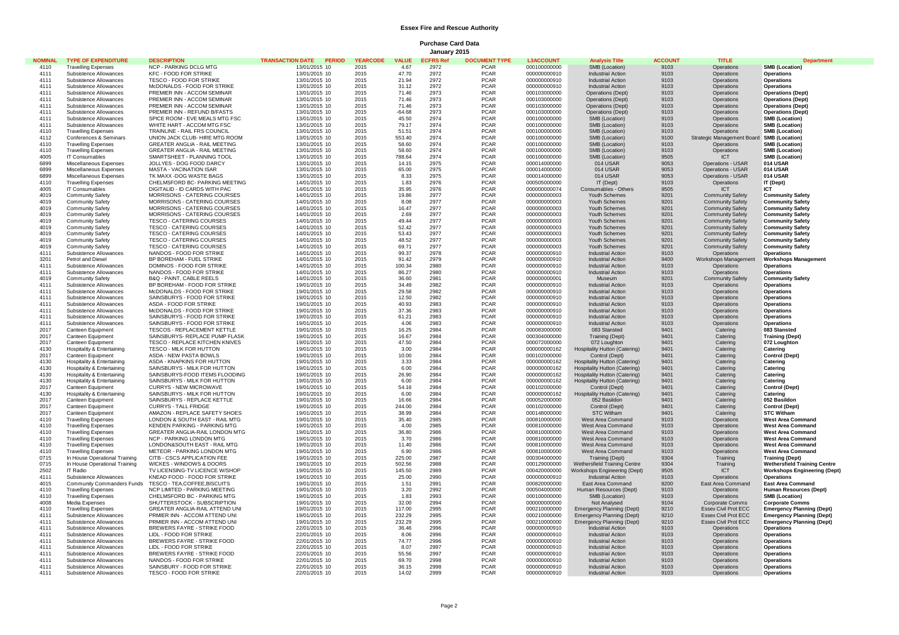# Essex Fire and Rescue Authority

## Purchase Card Data

### January 2015

| NOMINAL | TYPE OF EXPENDITURE | DESCRIPTION | TRANSACTION DATE | PERIOD | YEARCODE | VALUE | ECFRS Ref | DOCUMENT TYPE | L3ACCOUNT | Analysis Title | ACCOUNT | TITLE | Department |
|---|---|---|---|---|---|---|---|---|---|---|---|---|---|
| 4110 | Travelling Expenses | NCP - PARKING DCLG MTG | 13/01/2015 | 10 | 2015 | 4.67 | 2972 | PCAR | 000100000000 | SMB (Location) | 9103 | Operations | SMB (Location) |
| 4111 | Subsistence Allowances | KFC - FOOD FOR STRIKE | 13/01/2015 | 10 | 2015 | 47.70 | 2972 | PCAR | 000000000910 | Industrial Action | 9103 | Operations | Operations |
| 4111 | Subsistence Allowances | TESCO - FOOD FOR STRIKE | 13/01/2015 | 10 | 2015 | 21.94 | 2972 | PCAR | 000000000910 | Industrial Action | 9103 | Operations | Operations |
| 4111 | Subsistence Allowances | McDONALDS - FOOD FOR STRIKE | 13/01/2015 | 10 | 2015 | 31.12 | 2972 | PCAR | 000000000910 | Industrial Action | 9103 | Operations | Operations |
| 4111 | Subsistence Allowances | PREMIER INN - ACCOM SEMINAR | 13/01/2015 | 10 | 2015 | 71.46 | 2973 | PCAR | 000103000000 | Operations (Dept) | 9103 | Operations | Operations (Dept) |
| 4111 | Subsistence Allowances | PREMIER INN - ACCOM SEMINAR | 13/01/2015 | 10 | 2015 | 71.46 | 2973 | PCAR | 000103000000 | Operations (Dept) | 9103 | Operations | Operations (Dept) |
| 4111 | Subsistence Allowances | PREMIER INN - ACCOM SEMINAR | 13/01/2015 | 10 | 2015 | 71.46 | 2973 | PCAR | 000103000000 | Operations (Dept) | 9103 | Operations | Operations (Dept) |
| 4111 | Subsistence Allowances | PREMIER INN - REFUND B/FASTS | 13/01/2015 | 10 | 2015 | -64.68 | 2973 | PCAR | 000103000000 | Operations (Dept) | 9103 | Operations | Operations (Dept) |
| 4111 | Subsistence Allowances | SPICE ROOM - EVE MEALS MTG FSC | 13/01/2015 | 10 | 2015 | 45.50 | 2974 | PCAR | 000100000000 | SMB (Location) | 9103 | Operations | SMB (Location) |
| 4111 | Subsistence Allowances | WHITE HART - ACCOM MTG FSC | 13/01/2015 | 10 | 2015 | 79.17 | 2974 | PCAR | 000100000000 | SMB (Location) | 9103 | Operations | SMB (Location) |
| 4110 | Travelling Expenses | TRAINLINE - RAIL FRS COUNCIL | 13/01/2015 | 10 | 2015 | 51.51 | 2974 | PCAR | 000100000000 | SMB (Location) | 9103 | Operations | SMB (Location) |
| 4112 | Conferences & Seminars | UNION JACK CLUB- HIRE MTG ROOM | 13/01/2015 | 10 | 2015 | 553.40 | 2974 | PCAR | 000100000000 | SMB (Location) | 9100 | Strategic Management Board | SMB (Location) |
| 4110 | Travelling Expenses | GREATER ANGLIA - RAIL MEETING | 13/01/2015 | 10 | 2015 | 58.60 | 2974 | PCAR | 000100000000 | SMB (Location) | 9103 | Operations | SMB (Location) |
| 4110 | Travelling Expenses | GREATER ANGLIA - RAIL MEETING | 13/01/2015 | 10 | 2015 | 58.60 | 2974 | PCAR | 000100000000 | SMB (Location) | 9103 | Operations | SMB (Location) |
| 4005 | IT Consumables | SMARTSHEET - PLANNING TOOL | 13/01/2015 | 10 | 2015 | 788.64 | 2974 | PCAR | 000100000000 | SMB (Location) | 9505 | ICT | SMB (Location) |
| 6899 | Miscellaneous Expenses | JOLLYES - DOG FOOD DARCY | 13/01/2015 | 10 | 2015 | 14.15 | 2975 | PCAR | 000014000000 | 014 USAR | 9053 | Operations - USAR | 014 USAR |
| 6899 | Miscellaneous Expenses | MASTA - VACINATION ISAR | 13/01/2015 | 10 | 2015 | 65.00 | 2975 | PCAR | 000014000000 | 014 USAR | 9053 | Operations - USAR | 014 USAR |
| 6899 | Miscellaneous Expenses | TK MAXX -DOG WASTE BAGS | 13/01/2015 | 10 | 2015 | 8.33 | 2975 | PCAR | 000014000000 | 014 USAR | 9053 | Operations - USAR | 014 USAR |
| 4110 | Travelling Expenses | CHELMSFORD BC- PARKING MEETING | 14/01/2015 | 10 | 2015 | 1.83 | 2976 | PCAR | 000505000000 | IT (Dept) | 9103 | Operations | IT (Dept) |
| 4005 | IT Consumables | DIGITALID - ID CARDS WITH PAC | 14/01/2015 | 10 | 2015 | 35.95 | 2976 | PCAR | 000000000074 | Consumables - Others | 9505 | ICT | ICT |
| 4019 | Community Safety | MORRISONS - CATERING COURSES | 14/01/2015 | 10 | 2015 | 19.86 | 2977 | PCAR | 000000000003 | Youth Schemes | 9201 | Community Safety | Community Safety |
| 4019 | Community Safety | MORRISONS - CATERING COURSES | 14/01/2015 | 10 | 2015 | 8.08 | 2977 | PCAR | 000000000003 | Youth Schemes | 9201 | Community Safety | Community Safety |
| 4019 | Community Safety | MORRISONS - CATERING COURSES | 14/01/2015 | 10 | 2015 | 16.47 | 2977 | PCAR | 000000000003 | Youth Schemes | 9201 | Community Safety | Community Safety |
| 4019 | Community Safety | MORRISONS - CATERING COURSES | 14/01/2015 | 10 | 2015 | 2.69 | 2977 | PCAR | 000000000003 | Youth Schemes | 9201 | Community Safety | Community Safety |
| 4019 | Community Safety | TESCO - CATERING COURSES | 14/01/2015 | 10 | 2015 | 49.44 | 2977 | PCAR | 000000000003 | Youth Schemes | 9201 | Community Safety | Community Safety |
| 4019 | Community Safety | TESCO - CATERING COURSES | 14/01/2015 | 10 | 2015 | 52.42 | 2977 | PCAR | 000000000003 | Youth Schemes | 9201 | Community Safety | Community Safety |
| 4019 | Community Safety | TESCO - CATERING COURSES | 14/01/2015 | 10 | 2015 | 53.43 | 2977 | PCAR | 000000000003 | Youth Schemes | 9201 | Community Safety | Community Safety |
| 4019 | Community Safety | TESCO - CATERING COURSES | 14/01/2015 | 10 | 2015 | 48.52 | 2977 | PCAR | 000000000003 | Youth Schemes | 9201 | Community Safety | Community Safety |
| 4019 | Community Safety | TESCO - CATERING COURSES | 14/01/2015 | 10 | 2015 | 69.71 | 2977 | PCAR | 000000000003 | Youth Schemes | 9201 | Community Safety | Community Safety |
| 4111 | Subsistence Allowances | NANDOS - FOOD FOR STRIKE | 14/01/2015 | 10 | 2015 | 99.37 | 2978 | PCAR | 000000000910 | Industrial Action | 9103 | Operations | Operations |
| 3201 | Petrol and Diesel | BP BOREHAM - FUEL STRIKE | 14/01/2015 | 10 | 2015 | 91.42 | 2979 | PCAR | 000000000910 | Industrial Action | 9400 | Workshops Management | Workshops Management |
| 4111 | Subsistence Allowances | DOMINOS - FOOD FOR STRIKE | 14/01/2015 | 10 | 2015 | 100.34 | 2980 | PCAR | 000000000910 | Industrial Action | 9103 | Operations | Operations |
| 4111 | Subsistence Allowances | NANDOS - FOOD FOR STRIKE | 14/01/2015 | 10 | 2015 | 86.27 | 2980 | PCAR | 000000000910 | Industrial Action | 9103 | Operations | Operations |
| 4019 | Community Safety | B&Q - PAINT, CABLE REELS | 14/01/2015 | 10 | 2015 | 36.60 | 2981 | PCAR | 000000000001 | Museum | 9201 | Community Safety | Community Safety |
| 4111 | Subsistence Allowances | BP BOREHAM - FOOD FOR STRIKE | 19/01/2015 | 10 | 2015 | 34.49 | 2982 | PCAR | 000000000910 | Industrial Action | 9103 | Operations | Operations |
| 4111 | Subsistence Allowances | McDONALDS - FOOD FOR STRIKE | 19/01/2015 | 10 | 2015 | 29.58 | 2982 | PCAR | 000000000910 | Industrial Action | 9103 | Operations | Operations |
| 4111 | Subsistence Allowances | SAINSBURYS - FOOD FOR STRIKE | 19/01/2015 | 10 | 2015 | 12.50 | 2982 | PCAR | 000000000910 | Industrial Action | 9103 | Operations | Operations |
| 4111 | Subsistence Allowances | ASDA - FOOD FOR STRIKE | 19/01/2015 | 10 | 2015 | 40.93 | 2983 | PCAR | 000000000910 | Industrial Action | 9103 | Operations | Operations |
| 4111 | Subsistence Allowances | McDONALDS - FOOD FOR STRIKE | 19/01/2015 | 10 | 2015 | 37.36 | 2983 | PCAR | 000000000910 | Industrial Action | 9103 | Operations | Operations |
| 4111 | Subsistence Allowances | SAINSBURYS - FOOD FOR STRIKE | 19/01/2015 | 10 | 2015 | 61.21 | 2983 | PCAR | 000000000910 | Industrial Action | 9103 | Operations | Operations |
| 4111 | Subsistence Allowances | SAINSBURYS - FOOD FOR STRIKE | 19/01/2015 | 10 | 2015 | 4.06 | 2983 | PCAR | 000000000910 | Industrial Action | 9103 | Operations | Operations |
| 2017 | Canteen Equipment | TESCOS - REPLACEMENT KETTLE | 19/01/2015 | 10 | 2015 | 16.25 | 2984 | PCAR | 000083000000 | 083 Stansted | 9401 | Catering | 083 Stansted |
| 2017 | Canteen Equipment | SAINSBURYS- REPLACE PUMP FLASK | 19/01/2015 | 10 | 2015 | 16.67 | 2984 | PCAR | 000304000000 | Training (Dept) | 9401 | Catering | Training (Dept) |
| 2017 | Canteen Equipment | TESCO - REPLACE KITCHEN KNIVES | 19/01/2015 | 10 | 2015 | 7.50 | 2984 | PCAR | 000072000000 | 072 Loughton | 9401 | Catering | 072 Loughton |
| 4130 | Hospitality & Entertaining | TESCO - MILK FOR HUTTON | 19/01/2015 | 10 | 2015 | 3.00 | 2984 | PCAR | 000000000162 | Hospitality Hutton (Catering) | 9401 | Catering | Catering |
| 2017 | Canteen Equipment | ASDA - NEW PASTA BOWLS | 19/01/2015 | 10 | 2015 | 10.00 | 2984 | PCAR | 000102000000 | Control (Dept) | 9401 | Catering | Control (Dept) |
| 4130 | Hospitality & Entertaining | ASDA - KNAPKINS FOR HUTTON | 19/01/2015 | 10 | 2015 | 3.33 | 2984 | PCAR | 000000000162 | Hospitality Hutton (Catering) | 9401 | Catering | Catering |
| 4130 | Hospitality & Entertaining | SAINSBURYS - MILK FOR HUTTON | 19/01/2015 | 10 | 2015 | 6.00 | 2984 | PCAR | 000000000162 | Hospitality Hutton (Catering) | 9401 | Catering | Catering |
| 4130 | Hospitality & Entertaining | SAINSBURYS-FOOD ITEMS FLOODING | 19/01/2015 | 10 | 2015 | 26.90 | 2984 | PCAR | 000000000162 | Hospitality Hutton (Catering) | 9401 | Catering | Catering |
| 4130 | Hospitality & Entertaining | SAINSBURYS - MILK FOR HUTTON | 19/01/2015 | 10 | 2015 | 6.00 | 2984 | PCAR | 000000000162 | Hospitality Hutton (Catering) | 9401 | Catering | Catering |
| 2017 | Canteen Equipment | CURRYS - NEW MICROWAVE | 19/01/2015 | 10 | 2015 | 54.16 | 2984 | PCAR | 000102000000 | Control (Dept) | 9401 | Catering | Control (Dept) |
| 4130 | Hospitality & Entertaining | SAINSBURYS - MILK FOR HUTTON | 19/01/2015 | 10 | 2015 | 6.00 | 2984 | PCAR | 000000000162 | Hospitality Hutton (Catering) | 9401 | Catering | Catering |
| 2017 | Canteen Equipment | SAINSBURYS - REPLACE KETTLE | 19/01/2015 | 10 | 2015 | 16.66 | 2984 | PCAR | 000052000000 | 052 Basildon | 9401 | Catering | 052 Basildon |
| 2017 | Canteen Equipment | CURRYS - TALL FRIDGE | 19/01/2015 | 10 | 2015 | 244.00 | 2984 | PCAR | 000102000000 | Control (Dept) | 9401 | Catering | Control (Dept) |
| 2017 | Canteen Equipment | AMAZON - REPLACE SAFETY SHOES | 19/01/2015 | 10 | 2015 | 38.99 | 2984 | PCAR | 000148000000 | STC Witham | 9401 | Catering | STC Witham |
| 4110 | Travelling Expenses | LONDON & SOUTH EAST - RAIL MTG | 19/01/2015 | 10 | 2015 | 35.40 | 2985 | PCAR | 000810000000 | West Area Command | 9103 | Operations | West Area Command |
| 4110 | Travelling Expenses | KENDEN PARKING - PARKING MTG | 19/01/2015 | 10 | 2015 | 4.00 | 2985 | PCAR | 000810000000 | West Area Command | 9103 | Operations | West Area Command |
| 4110 | Travelling Expenses | GREATER ANGLIA-RAIL LONDON MTG | 19/01/2015 | 10 | 2015 | 36.80 | 2986 | PCAR | 000810000000 | West Area Command | 9103 | Operations | West Area Command |
| 4110 | Travelling Expenses | NCP - PARKING LONDON MTG | 19/01/2015 | 10 | 2015 | 3.70 | 2986 | PCAR | 000810000000 | West Area Command | 9103 | Operations | West Area Command |
| 4110 | Travelling Expenses | LONDON&SOUTH EAST - RAIL MTG | 19/01/2015 | 10 | 2015 | 11.40 | 2986 | PCAR | 000810000000 | West Area Command | 9103 | Operations | West Area Command |
| 4110 | Travelling Expenses | METEOR - PARKING LONDON MTG | 19/01/2015 | 10 | 2015 | 6.90 | 2986 | PCAR | 000810000000 | West Area Command | 9103 | Operations | West Area Command |
| 0715 | In House Operational Training | CITB - CSCS APPLICATION FEE | 19/01/2015 | 10 | 2015 | 225.00 | 2987 | PCAR | 000304000000 | Training (Dept) | 9304 | Training | Training (Dept) |
| 0715 | In House Operational Training | WICKES - WINDOWS & DOORS | 19/01/2015 | 10 | 2015 | 502.56 | 2988 | PCAR | 000129000000 | Wethersfield Training Centre | 9304 | Training | Wethersfield Training Centre |
| 2502 | IT Radio | TV LICENSING-TV LICENCE W/SHOP | 19/01/2015 | 10 | 2015 | 145.50 | 2989 | PCAR | 000420000000 | Workshops Engineering (Dept) | 9505 | ICT | Workshops Engineering (Dept) |
| 4111 | Subsistence Allowances | KNEAD FOOD - FOOD FOR STRIKE | 19/01/2015 | 10 | 2015 | 25.00 | 2990 | PCAR | 000000000910 | Industrial Action | 9103 | Operations | Operations |
| 4015 | Community Commanders Funds | TESCO - TEA,COFFEE,BISCUITS | 19/01/2015 | 10 | 2015 | 1.51 | 2991 | PCAR | 000820000000 | East Area Command | 8200 | East Area Command | East Area Command |
| 4110 | Travelling Expenses | NCP LIMITED - PARKING MEETING | 19/01/2015 | 10 | 2015 | 3.20 | 2992 | PCAR | 000504000000 | Human Resources (Dept) | 9103 | Operations | Human Resources (Dept) |
| 4110 | Travelling Expenses | CHELMSFORD BC - PARKING MTG | 19/01/2015 | 10 | 2015 | 1.83 | 2993 | PCAR | 000100000000 | SMB (Location) | 9103 | Operations | SMB (Location) |
| 4008 | Media Expenses | SHUTTERSTOCK - SUBSCRIPTION | 19/01/2015 | 10 | 2015 | 32.00 | 2994 | PCAR | 000000000000 | Not Analysed | 9104 | Corporate Comms | Corporate Comms |
| 4110 | Travelling Expenses | GREATER ANGLIA-RAIL ATTEND UNI | 19/01/2015 | 10 | 2015 | 117.00 | 2995 | PCAR | 000210000000 | Emergency Planning (Dept) | 9210 | Essex Civil Prot ECC | Emergency Planning (Dept) |
| 4111 | Subsistence Allowances | PRMIER INN - ACCOM ATTEND UNI | 19/01/2015 | 10 | 2015 | 232.29 | 2995 | PCAR | 000210000000 | Emergency Planning (Dept) | 9210 | Essex Civil Prot ECC | Emergency Planning (Dept) |
| 4111 | Subsistence Allowances | PRMIER INN - ACCOM ATTEND UNI | 19/01/2015 | 10 | 2015 | 232.29 | 2995 | PCAR | 000210000000 | Emergency Planning (Dept) | 9210 | Essex Civil Prot ECC | Emergency Planning (Dept) |
| 4111 | Subsistence Allowances | BREWERS FAYRE - STRIKE FOOD | 22/01/2015 | 10 | 2015 | 36.46 | 2996 | PCAR | 000000000910 | Industrial Action | 9103 | Operations | Operations |
| 4111 | Subsistence Allowances | LIDL - FOOD FOR STRIKE | 22/01/2015 | 10 | 2015 | 8.06 | 2996 | PCAR | 000000000910 | Industrial Action | 9103 | Operations | Operations |
| 4111 | Subsistence Allowances | BREWERS FAYRE - STRIKE FOOD | 22/01/2015 | 10 | 2015 | 74.77 | 2996 | PCAR | 000000000910 | Industrial Action | 9103 | Operations | Operations |
| 4111 | Subsistence Allowances | LIDL - FOOD FOR STRIKE | 22/01/2015 | 10 | 2015 | 8.07 | 2997 | PCAR | 000000000910 | Industrial Action | 9103 | Operations | Operations |
| 4111 | Subsistence Allowances | BREWERS FAYRE - STRIKE FOOD | 22/01/2015 | 10 | 2015 | 55.56 | 2997 | PCAR | 000000000910 | Industrial Action | 9103 | Operations | Operations |
| 4111 | Subsistence Allowances | NANDOS - FOOD FOR STRIKE | 22/01/2015 | 10 | 2015 | 69.70 | 2998 | PCAR | 000000000910 | Industrial Action | 9103 | Operations | Operations |
| 4111 | Subsistence Allowances | SAINSBURY - FOOD FOR STRIKE | 22/01/2015 | 10 | 2015 | 36.15 | 2998 | PCAR | 000000000910 | Industrial Action | 9103 | Operations | Operations |
| 4111 | Subsistence Allowances | TESCO - FOOD FOR STRIKE | 22/01/2015 | 10 | 2015 | 14.02 | 2999 | PCAR | 000000000910 | Industrial Action | 9103 | Operations | Operations |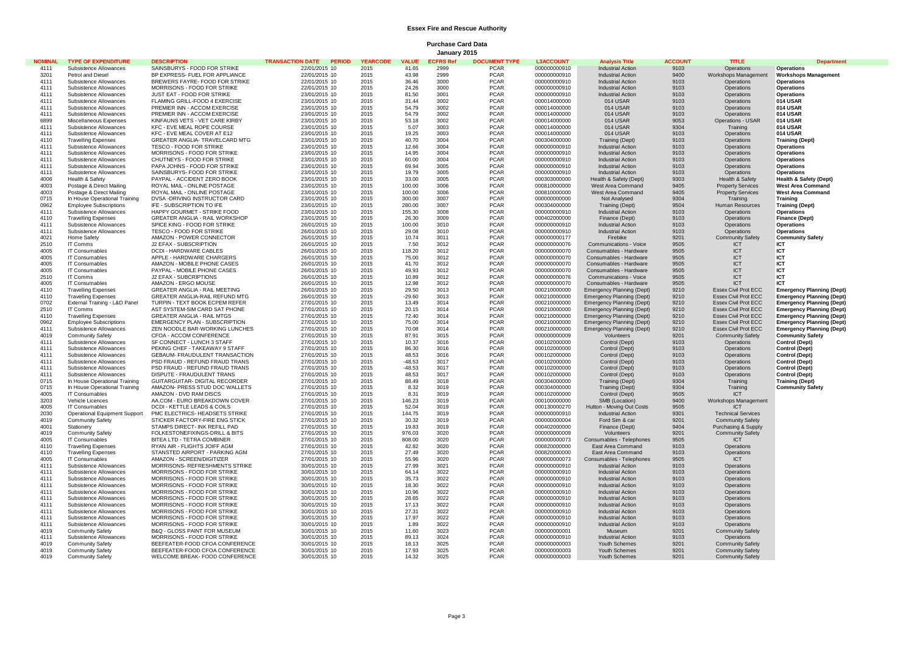# Essex Fire and Rescue Authority

## Purchase Card Data

### January 2015

| NOMINAL | TYPE OF EXPENDITURE | DESCRIPTION | TRANSACTION DATE | PERIOD | YEARCODE | VALUE | ECFRS Ref | DOCUMENT TYPE | L3ACCOUNT | Analysis Title | ACCOUNT | TITLE | Department |
|---|---|---|---|---|---|---|---|---|---|---|---|---|---|
| 4111 | Subsistence Allowances | SAINSBURYS - FOOD FOR STRIKE | 22/01/2015 | 10 | 2015 | 41.65 | 2999 | PCAR | 000000000910 | Industrial Action | 9103 | Operations | Operations |
| 3201 | Petrol and Diesel | BP EXPRESS- FUEL FOR APPLIANCE | 22/01/2015 | 10 | 2015 | 43.98 | 2999 | PCAR | 000000000910 | Industrial Action | 9400 | Workshops Management | Workshops Management |
| 4111 | Subsistence Allowances | BREWERS FAYRE- FOOD FOR STRIKE | 22/01/2015 | 10 | 2015 | 36.46 | 3000 | PCAR | 000000000910 | Industrial Action | 9103 | Operations | Operations |
| 4111 | Subsistence Allowances | MORRISONS - FOOD FOR STRIKE | 22/01/2015 | 10 | 2015 | 24.26 | 3000 | PCAR | 000000000910 | Industrial Action | 9103 | Operations | Operations |
| 4111 | Subsistence Allowances | JUST EAT - FOOD FOR STRIKE | 23/01/2015 | 10 | 2015 | 81.50 | 3001 | PCAR | 000000000910 | Industrial Action | 9103 | Operations | Operations |
| 4111 | Subsistence Allowances | FLAMING GRILL-FOOD 4 EXERCISE | 23/01/2015 | 10 | 2015 | 31.44 | 3002 | PCAR | 000014000000 | 014 USAR | 9103 | Operations | 014 USAR |
| 4111 | Subsistence Allowances | PREMIER INN - ACCOM EXERCISE | 23/01/2015 | 10 | 2015 | 54.79 | 3002 | PCAR | 000014000000 | 014 USAR | 9103 | Operations | 014 USAR |
| 4111 | Subsistence Allowances | PREMIER INN - ACCOM EXERCISE | 23/01/2015 | 10 | 2015 | 54.79 | 3002 | PCAR | 000014000000 | 014 USAR | 9103 | Operations | 014 USAR |
| 6899 | Miscellaneous Expenses | KINFAUNS VETS - VET CARE KIRBY | 23/01/2015 | 10 | 2015 | 53.18 | 3002 | PCAR | 000014000000 | 014 USAR | 9053 | Operations - USAR | 014 USAR |
| 4111 | Subsistence Allowances | KFC - EVE MEAL ROPE COURSE | 23/01/2015 | 10 | 2015 | 5.07 | 3003 | PCAR | 000014000000 | 014 USAR | 9304 | Training | 014 USAR |
| 4111 | Subsistence Allowances | KFC - EVE MEAL COVER AT E12 | 23/01/2015 | 10 | 2015 | 19.25 | 3003 | PCAR | 000014000000 | 014 USAR | 9103 | Operations | 014 USAR |
| 4110 | Travelling Expenses | GREATER ANGLIA- TRAVELCARD MTG | 23/01/2015 | 10 | 2015 | 40.70 | 3004 | PCAR | 000304000000 | Training (Dept) | 9103 | Operations | Training (Dept) |
| 4111 | Subsistence Allowances | TESCO - FOOD FOR STRIKE | 23/01/2015 | 10 | 2015 | 12.66 | 3004 | PCAR | 000000000910 | Industrial Action | 9103 | Operations | Operations |
| 4111 | Subsistence Allowances | MORRISONS - FOOD FOR STRIKE | 23/01/2015 | 10 | 2015 | 14.95 | 3004 | PCAR | 000000000910 | Industrial Action | 9103 | Operations | Operations |
| 4111 | Subsistence Allowances | CHUTNEYS - FOOD FOR STRIKE | 23/01/2015 | 10 | 2015 | 60.00 | 3004 | PCAR | 000000000910 | Industrial Action | 9103 | Operations | Operations |
| 4111 | Subsistence Allowances | PAPA JOHNS - FOOD FOR STRIKE | 23/01/2015 | 10 | 2015 | 69.94 | 3005 | PCAR | 000000000910 | Industrial Action | 9103 | Operations | Operations |
| 4111 | Subsistence Allowances | SAINSBURYS- FOOD FOR STRIKE | 23/01/2015 | 10 | 2015 | 19.79 | 3005 | PCAR | 000000000910 | Industrial Action | 9103 | Operations | Operations |
| 4006 | Health & Safety | PAYPAL - ACCIDENT ZERO BOOK | 23/01/2015 | 10 | 2015 | 33.00 | 3005 | PCAR | 000303000000 | Health & Safety (Dept) | 9303 | Health & Safety | Health & Safety (Dept) |
| 4003 | Postage & Direct Mailing | ROYAL MAIL - ONLINE POSTAGE | 23/01/2015 | 10 | 2015 | 100.00 | 3006 | PCAR | 000810000000 | West Area Command | 9405 | Property Services | West Area Command |
| 4003 | Postage & Direct Mailing | ROYAL MAIL - ONLINE POSTAGE | 23/01/2015 | 10 | 2015 | 100.00 | 3006 | PCAR | 000810000000 | West Area Command | 9405 | Property Services | West Area Command |
| 0715 | In House Operational Training | DVSA -DRIVING INSTRUCTOR CARD | 23/01/2015 | 10 | 2015 | 300.00 | 3007 | PCAR | 000000000000 | Not Analysed | 9304 | Training | Training |
| 0962 | Employee Subscriptions | IFE - SUBSCRIPTION TO IFE | 23/01/2015 | 10 | 2015 | 280.00 | 3007 | PCAR | 000304000000 | Training (Dept) | 9504 | Human Resources | Training (Dept) |
| 4111 | Subsistence Allowances | HAPPY GOURMET - STRIKE FOOD | 23/01/2015 | 10 | 2015 | 155.30 | 3008 | PCAR | 000000000910 | Industrial Action | 9103 | Operations | Operations |
| 4110 | Travelling Expenses | GREATER ANGLIA - RAIL WORKSHOP | 23/01/2015 | 10 | 2015 | 26.30 | 3009 | PCAR | 000402000000 | Finance (Dept) | 9103 | Operations | Finance (Dept) |
| 4111 | Subsistence Allowances | SPICE KING - FOOD FOR STRIKE | 26/01/2015 | 10 | 2015 | 100.00 | 3010 | PCAR | 000000000910 | Industrial Action | 9103 | Operations | Operations |
| 4111 | Subsistence Allowances | TESCO - FOOD FOR STRIKE | 26/01/2015 | 10 | 2015 | 29.08 | 3010 | PCAR | 000000000910 | Industrial Action | 9103 | Operations | Operations |
| 4021 | Home Safety | AMAZON - POWER CONNECTOR | 26/01/2015 | 10 | 2015 | 10.74 | 3011 | PCAR | 000000000177 | Firebike | 9201 | Community Safety | Community Safety |
| 2510 | IT Comms | J2 EFAX - SUBSCRIPTION | 26/01/2015 | 10 | 2015 | 7.50 | 3012 | PCAR | 000000000076 | Communications - Voice | 9505 | ICT | ICT |
| 4005 | IT Consumables | DCDI - HARDWARE CABLES | 26/01/2015 | 10 | 2015 | 118.20 | 3012 | PCAR | 000000000070 | Consumables - Hardware | 9505 | ICT | ICT |
| 4005 | IT Consumables | APPLE - HARDWARE CHARGERS | 26/01/2015 | 10 | 2015 | 75.00 | 3012 | PCAR | 000000000070 | Consumables - Hardware | 9505 | ICT | ICT |
| 4005 | IT Consumables | AMAZON - MOBILE PHONE CASES | 26/01/2015 | 10 | 2015 | 41.70 | 3012 | PCAR | 000000000070 | Consumables - Hardware | 9505 | ICT | ICT |
| 4005 | IT Consumables | PAYPAL - MOBILE PHONE CASES | 26/01/2015 | 10 | 2015 | 49.93 | 3012 | PCAR | 000000000070 | Consumables - Hardware | 9505 | ICT | ICT |
| 2510 | IT Comms | J2 EFAX - SUBCRIPTIONS | 26/01/2015 | 10 | 2015 | 10.89 | 3012 | PCAR | 000000000076 | Communications - Voice | 9505 | ICT | ICT |
| 4005 | IT Consumables | AMAZON - ERGO MOUSE | 26/01/2015 | 10 | 2015 | 12.98 | 3012 | PCAR | 000000000070 | Consumables - Hardware | 9505 | ICT | ICT |
| 4110 | Travelling Expenses | GREATER ANGLIA - RAIL MEETING | 26/01/2015 | 10 | 2015 | 29.50 | 3013 | PCAR | 000210000000 | Emergency Planning (Dept) | 9210 | Essex Civil Prot ECC | Emergency Planning (Dept) |
| 4110 | Travelling Expenses | GREATER ANGLIA-RAIL REFUND MTG | 26/01/2015 | 10 | 2015 | -29.60 | 3013 | PCAR | 000210000000 | Emergency Planning (Dept) | 9210 | Essex Civil Prot ECC | Emergency Planning (Dept) |
| 0702 | External Training - L&D Panel | TURPIN - TEXT BOOK ECPEM REFER | 27/01/2015 | 10 | 2015 | 13.49 | 3014 | PCAR | 000210000000 | Emergency Planning (Dept) | 9210 | Essex Civil Prot ECC | Emergency Planning (Dept) |
| 2510 | IT Comms | AST SYSTEM-SIM CARD SAT PHONE | 27/01/2015 | 10 | 2015 | 20.15 | 3014 | PCAR | 000210000000 | Emergency Planning (Dept) | 9210 | Essex Civil Prot ECC | Emergency Planning (Dept) |
| 4110 | Travelling Expenses | GREATER ANGLIA - RAIL MTGS | 27/01/2015 | 10 | 2015 | 72.40 | 3014 | PCAR | 000210000000 | Emergency Planning (Dept) | 9210 | Essex Civil Prot ECC | Emergency Planning (Dept) |
| 0962 | Employee Subscriptions | EMERGENCY PLAN - SUBSCRIPTION | 27/01/2015 | 10 | 2015 | 75.00 | 3014 | PCAR | 000210000000 | Emergency Planning (Dept) | 9210 | Essex Civil Prot ECC | Emergency Planning (Dept) |
| 4111 | Subsistence Allowances | ZEN NOODLE BAR-WORKING LUNCHES | 27/01/2015 | 10 | 2015 | 70.08 | 3014 | PCAR | 000210000000 | Emergency Planning (Dept) | 9210 | Essex Civil Prot ECC | Emergency Planning (Dept) |
| 4019 | Community Safety | CFOA - ACCOM CONFERENCE | 27/01/2015 | 10 | 2015 | 87.91 | 3015 | PCAR | 000000000009 | Volunteers | 9201 | Community Safety | Community Safety |
| 4111 | Subsistence Allowances | SF CONNECT - LUNCH 3 STAFF | 27/01/2015 | 10 | 2015 | 10.37 | 3016 | PCAR | 000102000000 | Control (Dept) | 9103 | Operations | Control (Dept) |
| 4111 | Subsistence Allowances | PEKING CHEF - TAKEAWAY 9 STAFF | 27/01/2015 | 10 | 2015 | 86.30 | 3016 | PCAR | 000102000000 | Control (Dept) | 9103 | Operations | Control (Dept) |
| 4111 | Subsistence Allowances | GEBAUM- FRAUDULENT TRANSACTION | 27/01/2015 | 10 | 2015 | 48.53 | 3016 | PCAR | 000102000000 | Control (Dept) | 9103 | Operations | Control (Dept) |
| 4111 | Subsistence Allowances | PSD FRAUD - REFUND FRAUD TRANS | 27/01/2015 | 10 | 2015 | -48.53 | 3017 | PCAR | 000102000000 | Control (Dept) | 9103 | Operations | Control (Dept) |
| 4111 | Subsistence Allowances | PSD FRAUD - REFUND FRAUD TRANS | 27/01/2015 | 10 | 2015 | -48.53 | 3017 | PCAR | 000102000000 | Control (Dept) | 9103 | Operations | Control (Dept) |
| 4111 | Subsistence Allowances | DISPUTE - FRAUDULENT TRANS | 27/01/2015 | 10 | 2015 | 48.53 | 3017 | PCAR | 000102000000 | Control (Dept) | 9103 | Operations | Control (Dept) |
| 0715 | In House Operational Training | GUITARGUITAR- DIGITAL RECORDER | 27/01/2015 | 10 | 2015 | 88.49 | 3018 | PCAR | 000304000000 | Training (Dept) | 9304 | Training | Training (Dept) |
| 0715 | In House Operational Training | AMAZON- PRESS STUD DOC WALLETS | 27/01/2015 | 10 | 2015 | 8.32 | 3019 | PCAR | 000304000000 | Training (Dept) | 9304 | Training | Community Safety |
| 4005 | IT Consumables | AMAZON - DVD RAM DISCS | 27/01/2015 | 10 | 2015 | 8.31 | 3019 | PCAR | 000102000000 | Control (Dept) | 9505 | ICT | |
| 3203 | Vehicle Licences | AA.COM - EURO BREAKDOWN COVER | 27/01/2015 | 10 | 2015 | 146.23 | 3019 | PCAR | 000100000000 | SMB (Location) | 9400 | Workshops Management | |
| 4005 | IT Consumables | DCDI - KETTLE LEADS & COILS | 27/01/2015 | 10 | 2015 | 52.04 | 3019 | PCAR | 000130000270 | Hutton - Moving Out Costs | 9505 | ICT | |
| 2030 | Operational Equipment Support | PMC ELECTRICS- HEADSETS STRIKE | 27/01/2015 | 10 | 2015 | 144.75 | 3019 | PCAR | 000000000910 | Industrial Action | 9301 | Technical Services | |
| 4019 | Community Safety | STICKER FACTORY-FIRE ENG STICK | 27/01/2015 | 10 | 2015 | 30.32 | 3019 | PCAR | 000000000004 | Ford Sim & car | 9201 | Community Safety | |
| 4001 | Stationery | STAMPS DIRECT- INK REFILL PAD | 27/01/2015 | 10 | 2015 | 19.83 | 3019 | PCAR | 000402000000 | Finance (Dept) | 9404 | Purchasing & Supply | |
| 4019 | Community Safety | FOLKESTONEFIXINGS-DRILL & BITS | 27/01/2015 | 10 | 2015 | 976.03 | 3020 | PCAR | 000000000009 | Volunteers | 9201 | Community Safety | |
| 4005 | IT Consumables | BITEA LTD - TETRA COMBINER | 27/01/2015 | 10 | 2015 | 808.00 | 3020 | PCAR | 000000000073 | Consumables - Telephones | 9505 | ICT | |
| 4110 | Travelling Expenses | RYAN AIR - FLIGHTS JOIFF AGM | 27/01/2015 | 10 | 2015 | 42.82 | 3020 | PCAR | 000820000000 | East Area Command | 9103 | Operations | |
| 4110 | Travelling Expenses | STANSTED AIRPORT - PARKING AGM | 27/01/2015 | 10 | 2015 | 27.49 | 3020 | PCAR | 000820000000 | East Area Command | 9103 | Operations | |
| 4005 | IT Consumables | AMAZON - SCREEN/DIGITIZER | 27/01/2015 | 10 | 2015 | 55.96 | 3020 | PCAR | 000000000073 | Consumables - Telephones | 9505 | ICT | |
| 4111 | Subsistence Allowances | MORRISONS- REFRESHMENTS STRIKE | 30/01/2015 | 10 | 2015 | 27.99 | 3021 | PCAR | 000000000910 | Industrial Action | 9103 | Operations | |
| 4111 | Subsistence Allowances | MORRISONS - FOOD FOR STRIKE | 30/01/2015 | 10 | 2015 | 64.14 | 3022 | PCAR | 000000000910 | Industrial Action | 9103 | Operations | |
| 4111 | Subsistence Allowances | MORRISONS - FOOD FOR STRIKE | 30/01/2015 | 10 | 2015 | 35.73 | 3022 | PCAR | 000000000910 | Industrial Action | 9103 | Operations | |
| 4111 | Subsistence Allowances | MORRISONS - FOOD FOR STRIKE | 30/01/2015 | 10 | 2015 | 18.30 | 3022 | PCAR | 000000000910 | Industrial Action | 9103 | Operations | |
| 4111 | Subsistence Allowances | MORRISONS - FOOD FOR STRIKE | 30/01/2015 | 10 | 2015 | 10.96 | 3022 | PCAR | 000000000910 | Industrial Action | 9103 | Operations | |
| 4111 | Subsistence Allowances | MORRISONS - FOOD FOR STRIKE | 30/01/2015 | 10 | 2015 | 28.65 | 3022 | PCAR | 000000000910 | Industrial Action | 9103 | Operations | |
| 4111 | Subsistence Allowances | MORRISONS - FOOD FOR STRIKE | 30/01/2015 | 10 | 2015 | 17.13 | 3022 | PCAR | 000000000910 | Industrial Action | 9103 | Operations | |
| 4111 | Subsistence Allowances | MORRISONS - FOOD FOR STRIKE | 30/01/2015 | 10 | 2015 | 27.31 | 3022 | PCAR | 000000000910 | Industrial Action | 9103 | Operations | |
| 4111 | Subsistence Allowances | MORRISONS - FOOD FOR STRIKE | 30/01/2015 | 10 | 2015 | 17.97 | 3022 | PCAR | 000000000910 | Industrial Action | 9103 | Operations | |
| 4111 | Subsistence Allowances | MORRISONS - FOOD FOR STRIKE | 30/01/2015 | 10 | 2015 | 1.89 | 3022 | PCAR | 000000000910 | Industrial Action | 9103 | Operations | |
| 4019 | Community Safety | B&Q - GLOSS PAINT FOR MUSEUM | 30/01/2015 | 10 | 2015 | 11.60 | 3023 | PCAR | 000000000001 | Museum | 9201 | Community Safety | |
| 4111 | Subsistence Allowances | MORRISONS - FOOD FOR STRIKE | 30/01/2015 | 10 | 2015 | 89.13 | 3024 | PCAR | 000000000910 | Industrial Action | 9103 | Operations | |
| 4019 | Community Safety | BEEFEATER-FOOD CFOA CONFERENCE | 30/01/2015 | 10 | 2015 | 18.13 | 3025 | PCAR | 000000000003 | Youth Schemes | 9201 | Community Safety | |
| 4019 | Community Safety | BEEFEATER-FOOD CFOA CONFERENCE | 30/01/2015 | 10 | 2015 | 17.93 | 3025 | PCAR | 000000000003 | Youth Schemes | 9201 | Community Safety | |
| 4019 | Community Safety | WELCOME BREAK- FOOD CONFERENCE | 30/01/2015 | 10 | 2015 | 14.32 | 3025 | PCAR | 000000000003 | Youth Schemes | 9201 | Community Safety | |